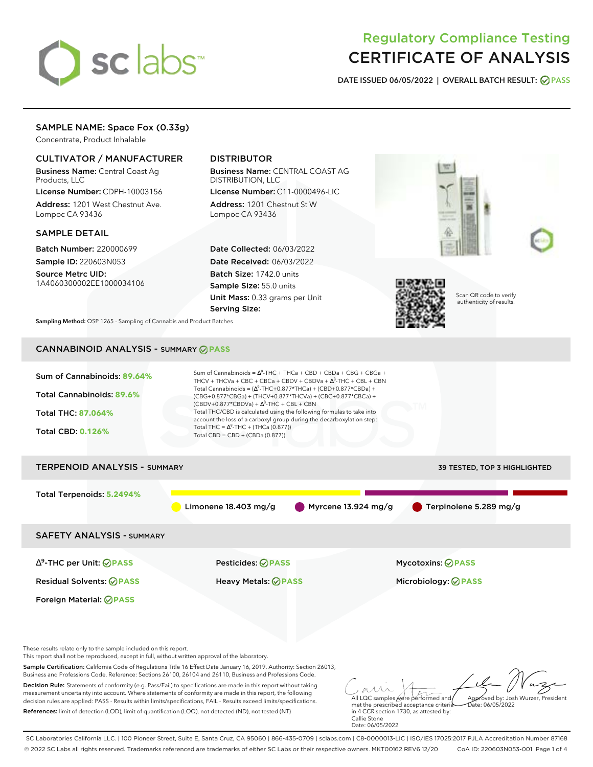# Regulatory Compliance Testing
# CERTIFICATE OF ANALYSIS

**DATE ISSUED 06/05/2022 | OVERALL BATCH RESULT: PASS**

## SAMPLE NAME: Space Fox (0.33g)

Concentrate, Product Inhalable

### CULTIVATOR / MANUFACTURER

**Business Name:** Central Coast Ag Products, LLC

**License Number:** CDPH-10003156

**Address:** 1201 West Chestnut Ave. Lompoc CA 93436

### DISTRIBUTOR

**Business Name:** CENTRAL COAST AG DISTRIBUTION, LLC

**License Number:** C11-0000496-LIC

**Address:** 1201 Chestnut St W Lompoc CA 93436

### SAMPLE DETAIL

**Batch Number:** 220000699

**Sample ID:** 220603N053

**Source Metrc UID:** 1A4060300002EE1000034106

**Date Collected:** 06/03/2022

**Date Received:** 06/03/2022

**Batch Size:** 1742.0 units

**Sample Size:** 55.0 units

**Unit Mass:** 0.33 grams per Unit

**Serving Size:**

Scan QR code to verify authenticity of results.

**Sampling Method:** QSP 1265 - Sampling of Cannabis and Product Batches

## CANNABINOID ANALYSIS - SUMMARY PASS

**Sum of Cannabinoids:** 89.64%

**Total Cannabinoids:** 89.6%

**Total THC:** 87.064%

**Total CBD:** 0.126%

Sum of Cannabinoids = $\Delta^9$-THC + THCa + CBD + CBDa + CBG + CBGa + THCV + THCVa + CBC + CBCa + CBDV + CBDVa + $\Delta^8$-THC + CBL + CBN

Total Cannabinoids = ($\Delta^9$-THC+0.877*THCa) + (CBD+0.877*CBDa) + (CBG+0.877*CBGa) + (THCV+0.877*THCVa) + (CBC+0.877*CBCa) + (CBDV+0.877*CBDVa) + $\Delta^8$-THC + CBL + CBN

Total THC/CBD is calculated using the following formulas to take into account the loss of a carboxyl group during the decarboxylation step:

Total THC = $\Delta^9$-THC + (THCa (0.877))

Total CBD = CBD + (CBDa (0.877))

## TERPENOID ANALYSIS - SUMMARY

39 TESTED, TOP 3 HIGHLIGHTED

**Total Terpenoids:** 5.2494%

Limonene 18.403 mg/g | Myrcene 13.924 mg/g | Terpinolene 5.289 mg/g

## SAFETY ANALYSIS - SUMMARY

| | | |
|---|---|---|
| $\Delta^9$-THC per Unit: PASS | Pesticides: PASS | Mycotoxins: PASS |
| Residual Solvents: PASS | Heavy Metals: PASS | Microbiology: PASS |
| Foreign Material: PASS | | |

These results relate only to the sample included on this report.

This report shall not be reproduced, except in full, without written approval of the laboratory.

**Sample Certification:** California Code of Regulations Title 16 Effect Date January 16, 2019. Authority: Section 26013, Business and Professions Code. Reference: Sections 26100, 26104 and 26110, Business and Professions Code.

**Decision Rule:** Statements of conformity (e.g. Pass/Fail) to specifications are made in this report without taking measurement uncertainty into account. Where statements of conformity are made in this report, the following decision rules are applied: PASS - Results within limits/specifications, FAIL - Results exceed limits/specifications.

**References:** limit of detection (LOD), limit of quantification (LOQ), not detected (ND), not tested (NT)

All LQC samples were performed and met the prescribed acceptance criteria in 4 CCR section 1730, as attested by: Callie Stone Date: 06/05/2022

Approved by: Josh Wurzer, President Date: 06/05/2022

SC Laboratories California LLC. | 100 Pioneer Street, Suite E, Santa Cruz, CA 95060 | 866-435-0709 | sclabs.com | C8-0000013-LIC | ISO/IES 17025:2017 PJLA Accreditation Number 87168

© 2022 SC Labs all rights reserved. Trademarks referenced are trademarks of either SC Labs or their respective owners. MKT00162 REV6 12/20 CoA ID: 220603N053-001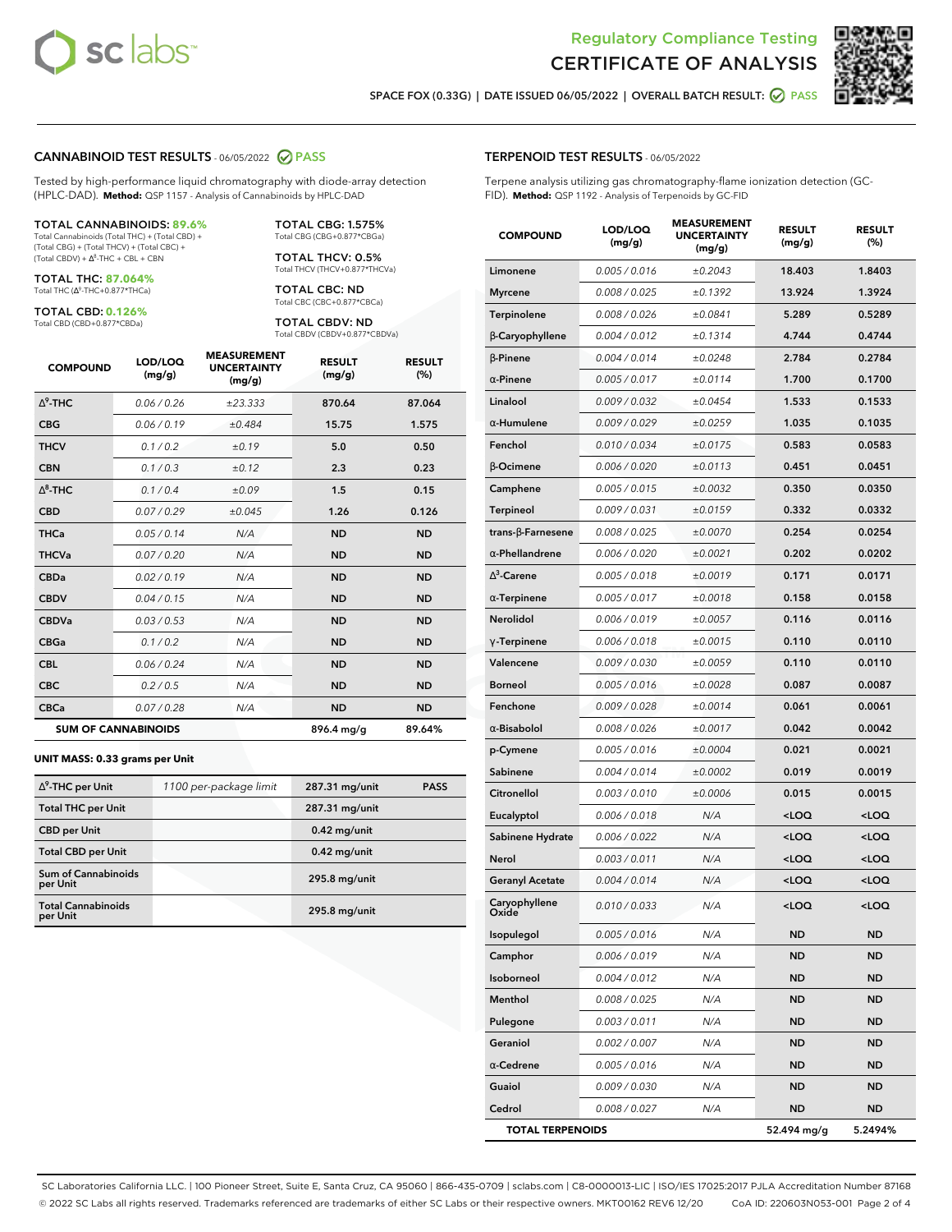# Regulatory Compliance Testing
# CERTIFICATE OF ANALYSIS

SPACE FOX (0.33G) | DATE ISSUED 06/05/2022 | OVERALL BATCH RESULT: PASS

## CANNABINOID TEST RESULTS - 06/05/2022 PASS

Tested by high-performance liquid chromatography with diode-array detection (HPLC-DAD). **Method:** QSP 1157 - Analysis of Cannabinoids by HPLC-DAD

**TOTAL CANNABINOIDS: 89.6%**
Total Cannabinoids (Total THC) + (Total CBD) + (Total CBG) + (Total THCV) + (Total CBC) + (Total CBDV) + $\Delta^8$-THC + CBL + CBN

**TOTAL THC: 87.064%**
Total THC ($\Delta^9$-THC+0.877*THCa)

**TOTAL CBD: 0.126%**
Total CBD (CBD+0.877*CBDa)

**TOTAL CBG: 1.575%**
Total CBG (CBG+0.877*CBGa)

**TOTAL THCV: 0.5%**
Total THCV (THCV+0.877*THCVa)

**TOTAL CBC: ND**
Total CBC (CBC+0.877*CBCa)

**TOTAL CBDV: ND**
Total CBDV (CBDV+0.877*CBDVa)

| COMPOUND | LOD/LOQ (mg/g) | MEASUREMENT UNCERTAINTY (mg/g) | RESULT (mg/g) | RESULT (%) |
|---|---|---|---|---|
| $\Delta^9$-THC | 0.06 / 0.26 | ±23.333 | 870.64 | 87.064 |
| CBG | 0.06 / 0.19 | ±0.484 | 15.75 | 1.575 |
| THCV | 0.1 / 0.2 | ±0.19 | 5.0 | 0.50 |
| CBN | 0.1 / 0.3 | ±0.12 | 2.3 | 0.23 |
| $\Delta^8$-THC | 0.1 / 0.4 | ±0.09 | 1.5 | 0.15 |
| CBD | 0.07 / 0.29 | ±0.045 | 1.26 | 0.126 |
| THCa | 0.05 / 0.14 | N/A | ND | ND |
| THCVa | 0.07 / 0.20 | N/A | ND | ND |
| CBDa | 0.02 / 0.19 | N/A | ND | ND |
| CBDV | 0.04 / 0.15 | N/A | ND | ND |
| CBDVa | 0.03 / 0.53 | N/A | ND | ND |
| CBGa | 0.1 / 0.2 | N/A | ND | ND |
| CBL | 0.06 / 0.24 | N/A | ND | ND |
| CBC | 0.2 / 0.5 | N/A | ND | ND |
| CBCa | 0.07 / 0.28 | N/A | ND | ND |
| **SUM OF CANNABINOIDS** | | | 896.4 mg/g | 89.64% |

**UNIT MASS: 0.33 grams per Unit**

| | | | |
|---|---|---|---|
| $\Delta^9$-THC per Unit | 1100 per-package limit | 287.31 mg/unit | PASS |
| Total THC per Unit | | 287.31 mg/unit | |
| CBD per Unit | | 0.42 mg/unit | |
| Total CBD per Unit | | 0.42 mg/unit | |
| Sum of Cannabinoids per Unit | | 295.8 mg/unit | |
| Total Cannabinoids per Unit | | 295.8 mg/unit | |

## TERPENOID TEST RESULTS - 06/05/2022

Terpene analysis utilizing gas chromatography-flame ionization detection (GC-FID). **Method:** QSP 1192 - Analysis of Terpenoids by GC-FID

| COMPOUND | LOD/LOQ (mg/g) | MEASUREMENT UNCERTAINTY (mg/g) | RESULT (mg/g) | RESULT (%) |
|---|---|---|---|---|
| Limonene | 0.005 / 0.016 | ±0.2043 | 18.403 | 1.8403 |
| Myrcene | 0.008 / 0.025 | ±0.1392 | 13.924 | 1.3924 |
| Terpinolene | 0.008 / 0.026 | ±0.0841 | 5.289 | 0.5289 |
| β-Caryophyllene | 0.004 / 0.012 | ±0.1314 | 4.744 | 0.4744 |
| β-Pinene | 0.004 / 0.014 | ±0.0248 | 2.784 | 0.2784 |
| α-Pinene | 0.005 / 0.017 | ±0.0114 | 1.700 | 0.1700 |
| Linalool | 0.009 / 0.032 | ±0.0454 | 1.533 | 0.1533 |
| α-Humulene | 0.009 / 0.029 | ±0.0259 | 1.035 | 0.1035 |
| Fenchol | 0.010 / 0.034 | ±0.0175 | 0.583 | 0.0583 |
| β-Ocimene | 0.006 / 0.020 | ±0.0113 | 0.451 | 0.0451 |
| Camphene | 0.005 / 0.015 | ±0.0032 | 0.350 | 0.0350 |
| Terpineol | 0.009 / 0.031 | ±0.0159 | 0.332 | 0.0332 |
| trans-β-Farnesene | 0.008 / 0.025 | ±0.0070 | 0.254 | 0.0254 |
| α-Phellandrene | 0.006 / 0.020 | ±0.0021 | 0.202 | 0.0202 |
| $\Delta^3$-Carene | 0.005 / 0.018 | ±0.0019 | 0.171 | 0.0171 |
| α-Terpinene | 0.005 / 0.017 | ±0.0018 | 0.158 | 0.0158 |
| Nerolidol | 0.006 / 0.019 | ±0.0057 | 0.116 | 0.0116 |
| γ-Terpinene | 0.006 / 0.018 | ±0.0015 | 0.110 | 0.0110 |
| Valencene | 0.009 / 0.030 | ±0.0059 | 0.110 | 0.0110 |
| Borneol | 0.005 / 0.016 | ±0.0028 | 0.087 | 0.0087 |
| Fenchone | 0.009 / 0.028 | ±0.0014 | 0.061 | 0.0061 |
| α-Bisabolol | 0.008 / 0.026 | ±0.0017 | 0.042 | 0.0042 |
| p-Cymene | 0.005 / 0.016 | ±0.0004 | 0.021 | 0.0021 |
| Sabinene | 0.004 / 0.014 | ±0.0002 | 0.019 | 0.0019 |
| Citronellol | 0.003 / 0.010 | ±0.0006 | 0.015 | 0.0015 |
| Eucalyptol | 0.006 / 0.018 | N/A | <LOQ | <LOQ |
| Sabinene Hydrate | 0.006 / 0.022 | N/A | <LOQ | <LOQ |
| Nerol | 0.003 / 0.011 | N/A | <LOQ | <LOQ |
| Geranyl Acetate | 0.004 / 0.014 | N/A | <LOQ | <LOQ |
| Caryophyllene Oxide | 0.010 / 0.033 | N/A | <LOQ | <LOQ |
| Isopulegol | 0.005 / 0.016 | N/A | ND | ND |
| Camphor | 0.006 / 0.019 | N/A | ND | ND |
| Isoborneol | 0.004 / 0.012 | N/A | ND | ND |
| Menthol | 0.008 / 0.025 | N/A | ND | ND |
| Pulegone | 0.003 / 0.011 | N/A | ND | ND |
| Geraniol | 0.002 / 0.007 | N/A | ND | ND |
| α-Cedrene | 0.005 / 0.016 | N/A | ND | ND |
| Guaiol | 0.009 / 0.030 | N/A | ND | ND |
| Cedrol | 0.008 / 0.027 | N/A | ND | ND |
| **TOTAL TERPENOIDS** | | | 52.494 mg/g | 5.2494% |

SC Laboratories California LLC. | 100 Pioneer Street, Suite E, Santa Cruz, CA 95060 | 866-435-0709 | sclabs.com | C8-0000013-LIC | ISO/IES 17025:2017 PJLA Accreditation Number 87168
© 2022 SC Labs all rights reserved. Trademarks referenced are trademarks of either SC Labs or their respective owners. MKT00162 REV6 12/20 CoA ID: 220603N053-001